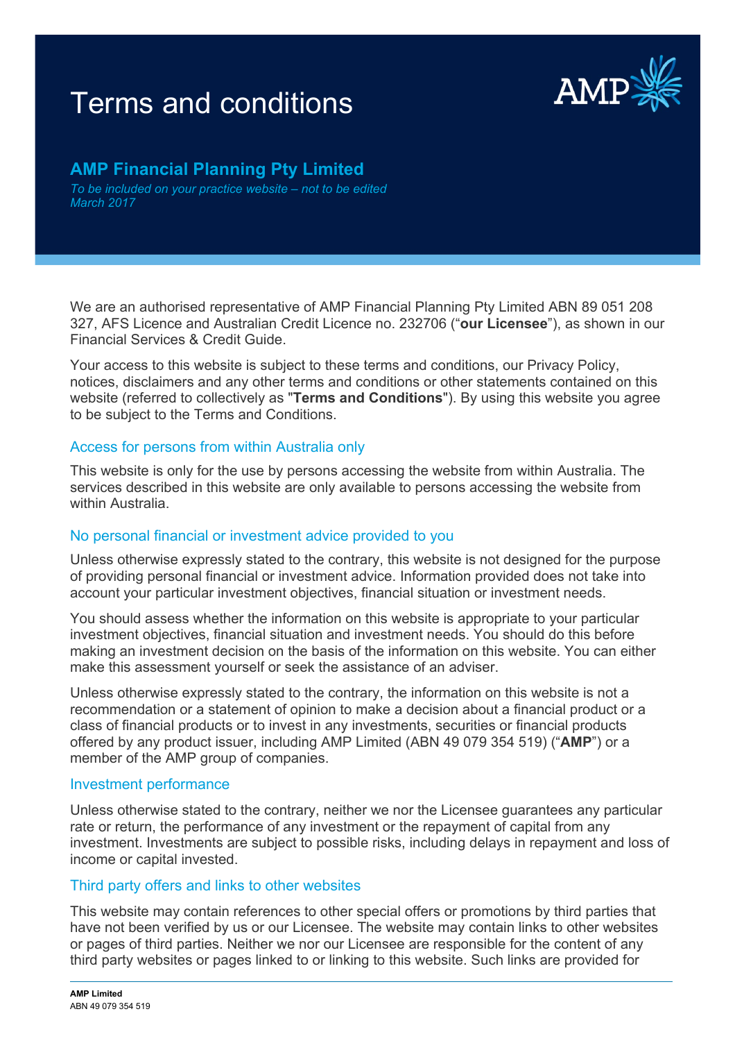# Terms and conditions

## AMP Financial Planning Pty Limited

*To be included on your practice website – not to be edited*
*March 2017*

We are an authorised representative of AMP Financial Planning Pty Limited ABN 89 051 208 327, AFS Licence and Australian Credit Licence no. 232706 ("**our Licensee**"), as shown in our Financial Services & Credit Guide.

Your access to this website is subject to these terms and conditions, our Privacy Policy, notices, disclaimers and any other terms and conditions or other statements contained on this website (referred to collectively as "**Terms and Conditions**"). By using this website you agree to be subject to the Terms and Conditions.

### Access for persons from within Australia only

This website is only for the use by persons accessing the website from within Australia. The services described in this website are only available to persons accessing the website from within Australia.

### No personal financial or investment advice provided to you

Unless otherwise expressly stated to the contrary, this website is not designed for the purpose of providing personal financial or investment advice. Information provided does not take into account your particular investment objectives, financial situation or investment needs.

You should assess whether the information on this website is appropriate to your particular investment objectives, financial situation and investment needs. You should do this before making an investment decision on the basis of the information on this website. You can either make this assessment yourself or seek the assistance of an adviser.

Unless otherwise expressly stated to the contrary, the information on this website is not a recommendation or a statement of opinion to make a decision about a financial product or a class of financial products or to invest in any investments, securities or financial products offered by any product issuer, including AMP Limited (ABN 49 079 354 519) ("**AMP**") or a member of the AMP group of companies.

### Investment performance

Unless otherwise stated to the contrary, neither we nor the Licensee guarantees any particular rate or return, the performance of any investment or the repayment of capital from any investment. Investments are subject to possible risks, including delays in repayment and loss of income or capital invested.

### Third party offers and links to other websites

This website may contain references to other special offers or promotions by third parties that have not been verified by us or our Licensee. The website may contain links to other websites or pages of third parties. Neither we nor our Licensee are responsible for the content of any third party websites or pages linked to or linking to this website. Such links are provided for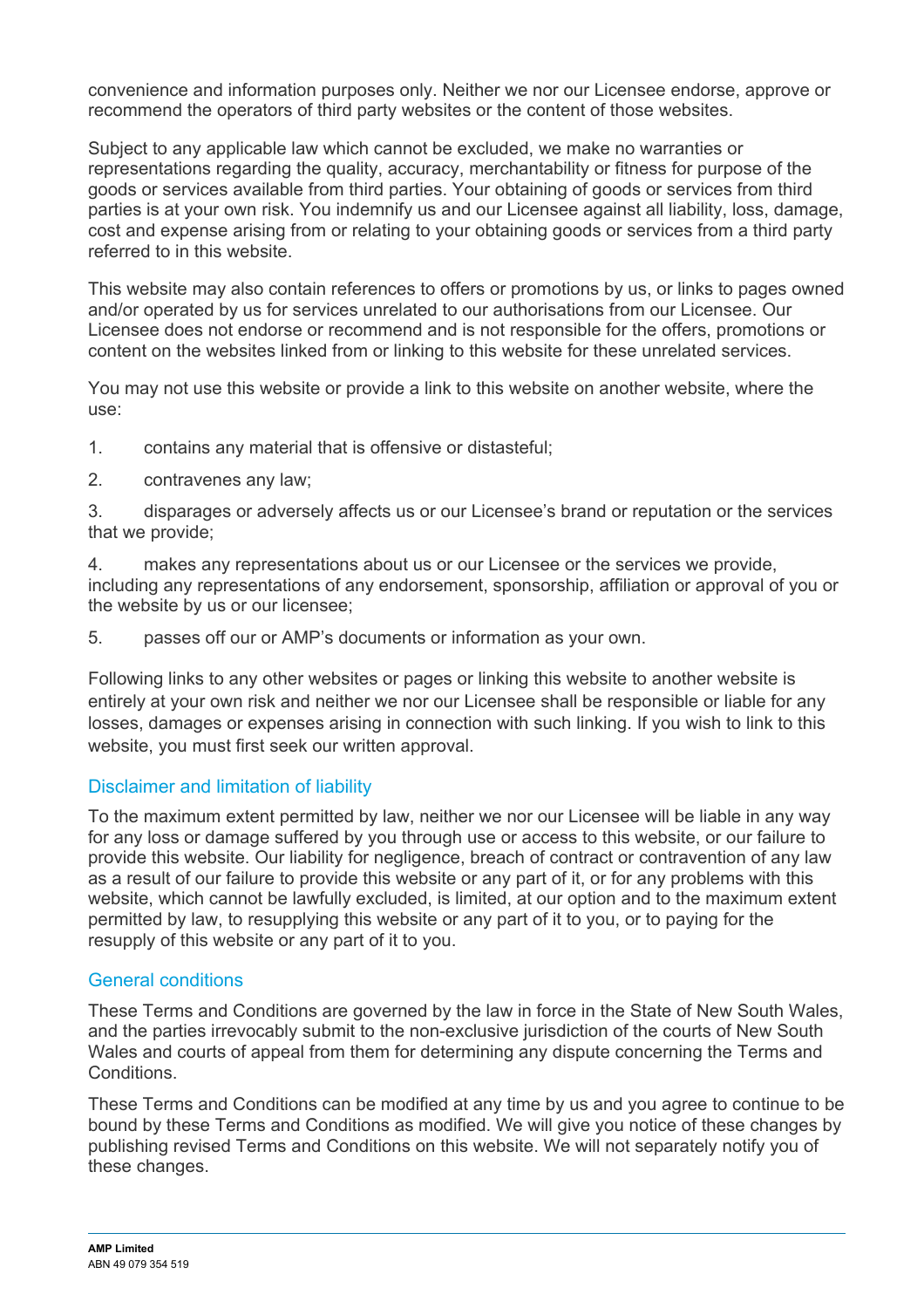convenience and information purposes only. Neither we nor our Licensee endorse, approve or recommend the operators of third party websites or the content of those websites.

Subject to any applicable law which cannot be excluded, we make no warranties or representations regarding the quality, accuracy, merchantability or fitness for purpose of the goods or services available from third parties. Your obtaining of goods or services from third parties is at your own risk. You indemnify us and our Licensee against all liability, loss, damage, cost and expense arising from or relating to your obtaining goods or services from a third party referred to in this website.

This website may also contain references to offers or promotions by us, or links to pages owned and/or operated by us for services unrelated to our authorisations from our Licensee. Our Licensee does not endorse or recommend and is not responsible for the offers, promotions or content on the websites linked from or linking to this website for these unrelated services.

You may not use this website or provide a link to this website on another website, where the use:

1. contains any material that is offensive or distasteful;
2. contravenes any law;
3. disparages or adversely affects us or our Licensee's brand or reputation or the services that we provide;
4. makes any representations about us or our Licensee or the services we provide, including any representations of any endorsement, sponsorship, affiliation or approval of you or the website by us or our licensee;
5. passes off our or AMP's documents or information as your own.

Following links to any other websites or pages or linking this website to another website is entirely at your own risk and neither we nor our Licensee shall be responsible or liable for any losses, damages or expenses arising in connection with such linking. If you wish to link to this website, you must first seek our written approval.

## Disclaimer and limitation of liability

To the maximum extent permitted by law, neither we nor our Licensee will be liable in any way for any loss or damage suffered by you through use or access to this website, or our failure to provide this website. Our liability for negligence, breach of contract or contravention of any law as a result of our failure to provide this website or any part of it, or for any problems with this website, which cannot be lawfully excluded, is limited, at our option and to the maximum extent permitted by law, to resupplying this website or any part of it to you, or to paying for the resupply of this website or any part of it to you.

## General conditions

These Terms and Conditions are governed by the law in force in the State of New South Wales, and the parties irrevocably submit to the non-exclusive jurisdiction of the courts of New South Wales and courts of appeal from them for determining any dispute concerning the Terms and Conditions.

These Terms and Conditions can be modified at any time by us and you agree to continue to be bound by these Terms and Conditions as modified. We will give you notice of these changes by publishing revised Terms and Conditions on this website. We will not separately notify you of these changes.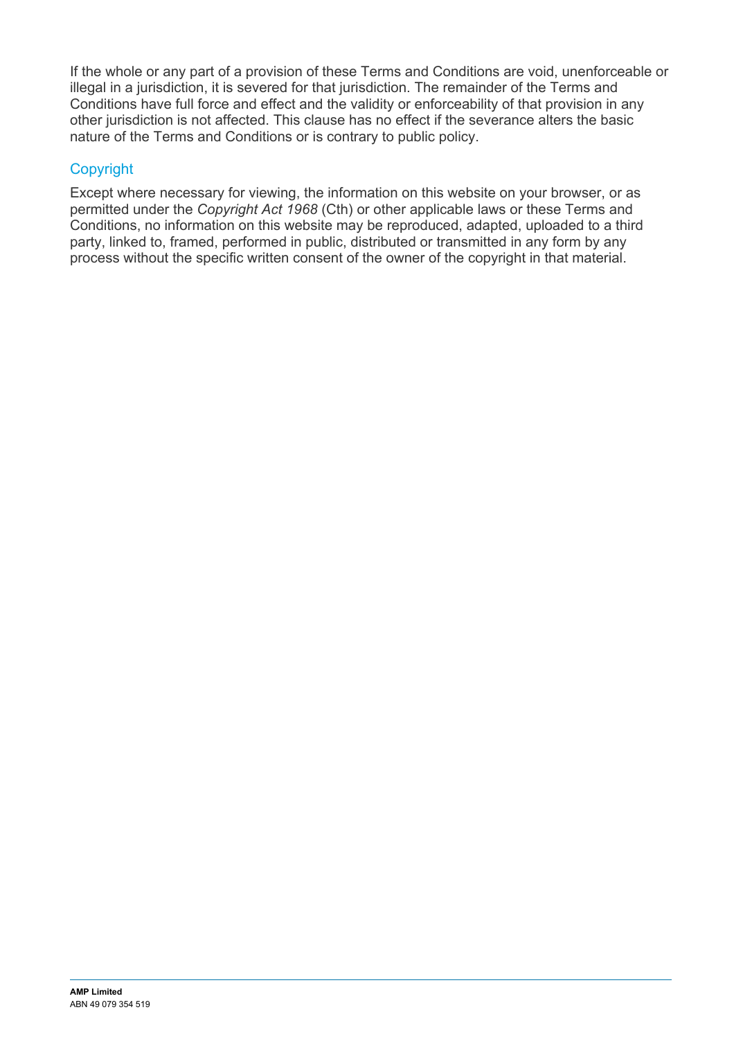If the whole or any part of a provision of these Terms and Conditions are void, unenforceable or illegal in a jurisdiction, it is severed for that jurisdiction. The remainder of the Terms and Conditions have full force and effect and the validity or enforceability of that provision in any other jurisdiction is not affected. This clause has no effect if the severance alters the basic nature of the Terms and Conditions or is contrary to public policy.

## Copyright

Except where necessary for viewing, the information on this website on your browser, or as permitted under the *Copyright Act 1968* (Cth) or other applicable laws or these Terms and Conditions, no information on this website may be reproduced, adapted, uploaded to a third party, linked to, framed, performed in public, distributed or transmitted in any form by any process without the specific written consent of the owner of the copyright in that material.